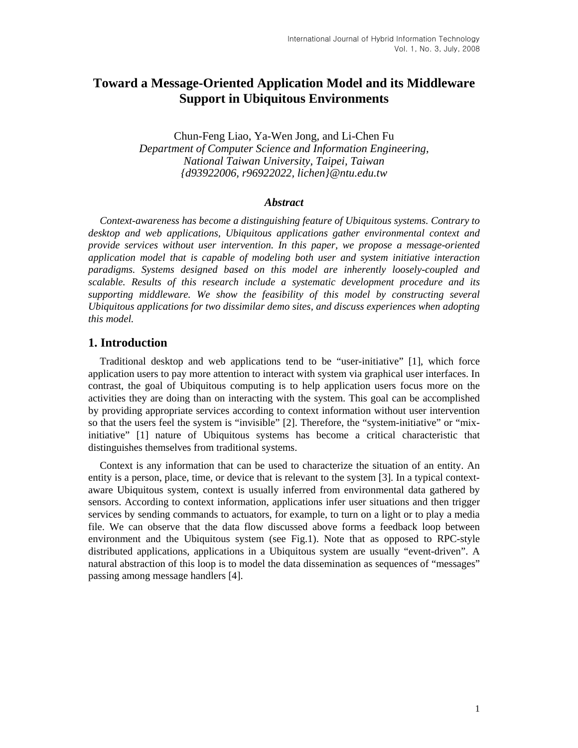# Toward a Message-Oriented Application Model and its Middleware Support in Ubiquitous Environments

Chun-Feng Liao, Ya-Wen Jong, and Li-Chen Fu

*Department of Computer Science and Information Engineering, National Taiwan University, Taipei, Taiwan*

*{d93922006, r96922022, lichen}@ntu.edu.tw*

### *Abstract*

*Context-awareness has become a distinguishing feature of Ubiquitous systems. Contrary to desktop and web applications, Ubiquitous applications gather environmental context and provide services without user intervention. In this paper, we propose a message-oriented application model that is capable of modeling both user and system initiative interaction paradigms. Systems designed based on this model are inherently loosely-coupled and scalable. Results of this research include a systematic development procedure and its supporting middleware. We show the feasibility of this model by constructing several Ubiquitous applications for two dissimilar demo sites, and discuss experiences when adopting this model.*

## 1. Introduction

Traditional desktop and web applications tend to be "user-initiative" [1], which force application users to pay more attention to interact with system via graphical user interfaces. In contrast, the goal of Ubiquitous computing is to help application users focus more on the activities they are doing than on interacting with the system. This goal can be accomplished by providing appropriate services according to context information without user intervention so that the users feel the system is "invisible" [2]. Therefore, the "system-initiative" or "mix-initiative" [1] nature of Ubiquitous systems has become a critical characteristic that distinguishes themselves from traditional systems.

Context is any information that can be used to characterize the situation of an entity. An entity is a person, place, time, or device that is relevant to the system [3]. In a typical context-aware Ubiquitous system, context is usually inferred from environmental data gathered by sensors. According to context information, applications infer user situations and then trigger services by sending commands to actuators, for example, to turn on a light or to play a media file. We can observe that the data flow discussed above forms a feedback loop between environment and the Ubiquitous system (see Fig.1). Note that as opposed to RPC-style distributed applications, applications in a Ubiquitous system are usually "event-driven". A natural abstraction of this loop is to model the data dissemination as sequences of "messages" passing among message handlers [4].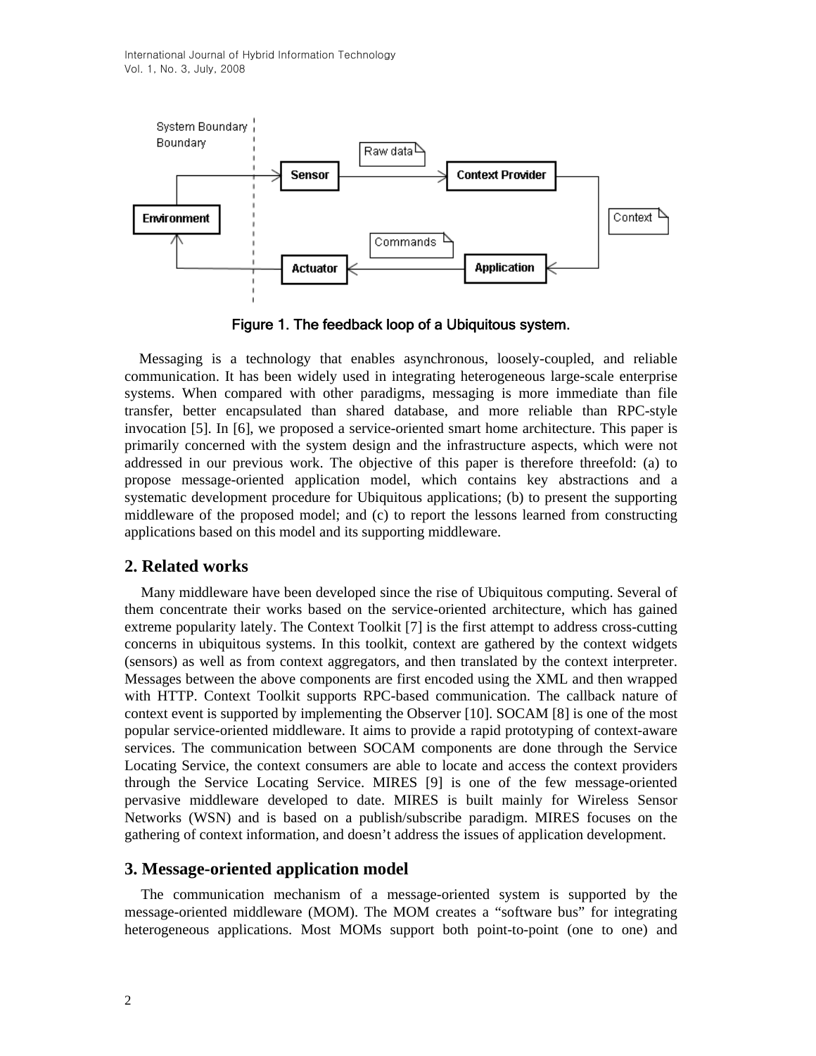Figure 1. The feedback loop of a Ubiquitous system.

Messaging is a technology that enables asynchronous, loosely-coupled, and reliable communication. It has been widely used in integrating heterogeneous large-scale enterprise systems. When compared with other paradigms, messaging is more immediate than file transfer, better encapsulated than shared database, and more reliable than RPC-style invocation [5]. In [6], we proposed a service-oriented smart home architecture. This paper is primarily concerned with the system design and the infrastructure aspects, which were not addressed in our previous work. The objective of this paper is therefore threefold: (a) to propose message-oriented application model, which contains key abstractions and a systematic development procedure for Ubiquitous applications; (b) to present the supporting middleware of the proposed model; and (c) to report the lessons learned from constructing applications based on this model and its supporting middleware.

## 2. Related works

Many middleware have been developed since the rise of Ubiquitous computing. Several of them concentrate their works based on the service-oriented architecture, which has gained extreme popularity lately. The Context Toolkit [7] is the first attempt to address cross-cutting concerns in ubiquitous systems. In this toolkit, context are gathered by the context widgets (sensors) as well as from context aggregators, and then translated by the context interpreter. Messages between the above components are first encoded using the XML and then wrapped with HTTP. Context Toolkit supports RPC-based communication. The callback nature of context event is supported by implementing the Observer [10]. SOCAM [8] is one of the most popular service-oriented middleware. It aims to provide a rapid prototyping of context-aware services. The communication between SOCAM components are done through the Service Locating Service, the context consumers are able to locate and access the context providers through the Service Locating Service. MIRES [9] is one of the few message-oriented pervasive middleware developed to date. MIRES is built mainly for Wireless Sensor Networks (WSN) and is based on a publish/subscribe paradigm. MIRES focuses on the gathering of context information, and doesn't address the issues of application development.

## 3. Message-oriented application model

The communication mechanism of a message-oriented system is supported by the message-oriented middleware (MOM). The MOM creates a "software bus" for integrating heterogeneous applications. Most MOMs support both point-to-point (one to one) and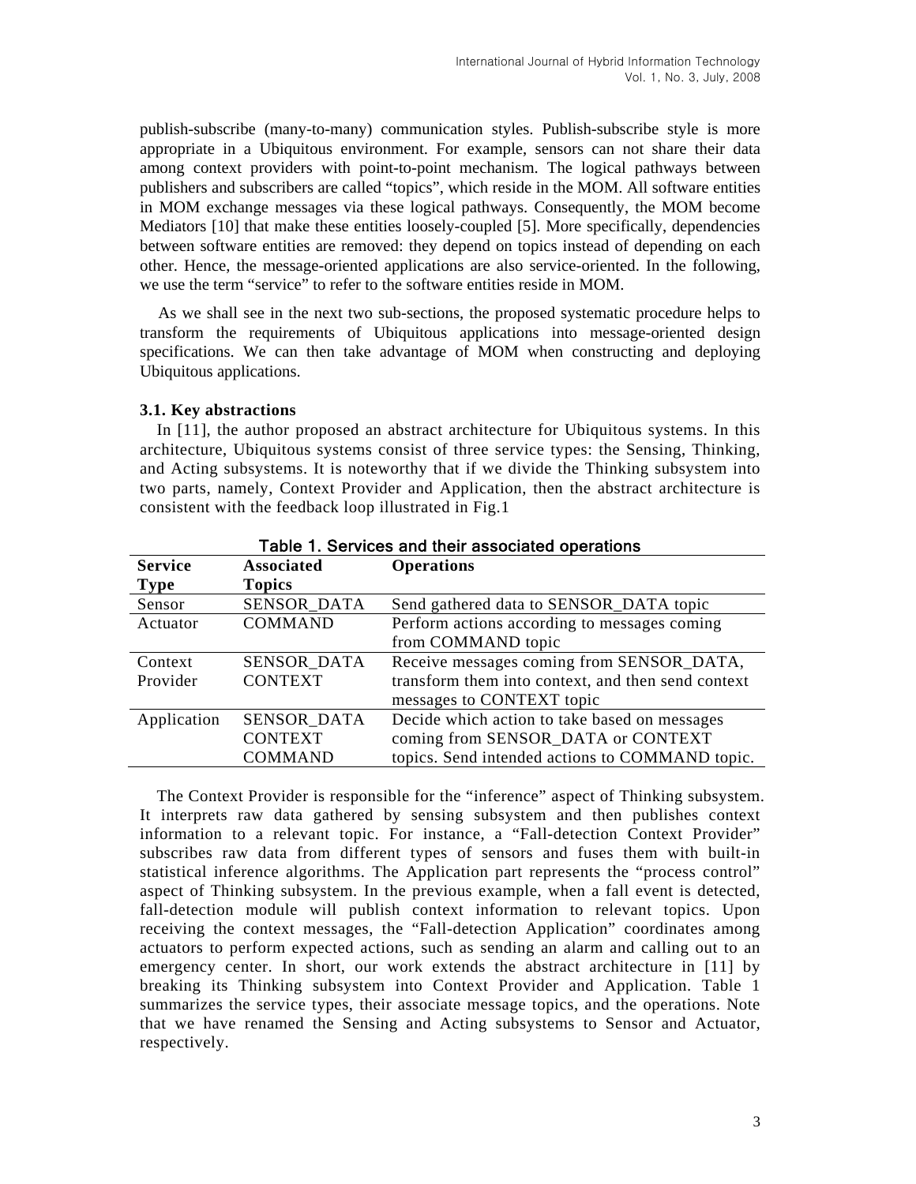publish-subscribe (many-to-many) communication styles. Publish-subscribe style is more appropriate in a Ubiquitous environment. For example, sensors can not share their data among context providers with point-to-point mechanism. The logical pathways between publishers and subscribers are called "topics", which reside in the MOM. All software entities in MOM exchange messages via these logical pathways. Consequently, the MOM become Mediators [10] that make these entities loosely-coupled [5]. More specifically, dependencies between software entities are removed: they depend on topics instead of depending on each other. Hence, the message-oriented applications are also service-oriented. In the following, we use the term "service" to refer to the software entities reside in MOM.

As we shall see in the next two sub-sections, the proposed systematic procedure helps to transform the requirements of Ubiquitous applications into message-oriented design specifications. We can then take advantage of MOM when constructing and deploying Ubiquitous applications.

### 3.1. Key abstractions

In [11], the author proposed an abstract architecture for Ubiquitous systems. In this architecture, Ubiquitous systems consist of three service types: the Sensing, Thinking, and Acting subsystems. It is noteworthy that if we divide the Thinking subsystem into two parts, namely, Context Provider and Application, then the abstract architecture is consistent with the feedback loop illustrated in Fig.1

**Table 1. Services and their associated operations**

| Service Type | Associated Topics | Operations |
|---|---|---|
| Sensor | SENSOR_DATA | Send gathered data to SENSOR_DATA topic |
| Actuator | COMMAND | Perform actions according to messages coming from COMMAND topic |
| Context Provider | SENSOR_DATA<br>CONTEXT | Receive messages coming from SENSOR_DATA, transform them into context, and then send context messages to CONTEXT topic |
| Application | SENSOR_DATA<br>CONTEXT<br>COMMAND | Decide which action to take based on messages coming from SENSOR_DATA or CONTEXT topics. Send intended actions to COMMAND topic. |

The Context Provider is responsible for the "inference" aspect of Thinking subsystem. It interprets raw data gathered by sensing subsystem and then publishes context information to a relevant topic. For instance, a "Fall-detection Context Provider" subscribes raw data from different types of sensors and fuses them with built-in statistical inference algorithms. The Application part represents the "process control" aspect of Thinking subsystem. In the previous example, when a fall event is detected, fall-detection module will publish context information to relevant topics. Upon receiving the context messages, the "Fall-detection Application" coordinates among actuators to perform expected actions, such as sending an alarm and calling out to an emergency center. In short, our work extends the abstract architecture in [11] by breaking its Thinking subsystem into Context Provider and Application. Table 1 summarizes the service types, their associate message topics, and the operations. Note that we have renamed the Sensing and Acting subsystems to Sensor and Actuator, respectively.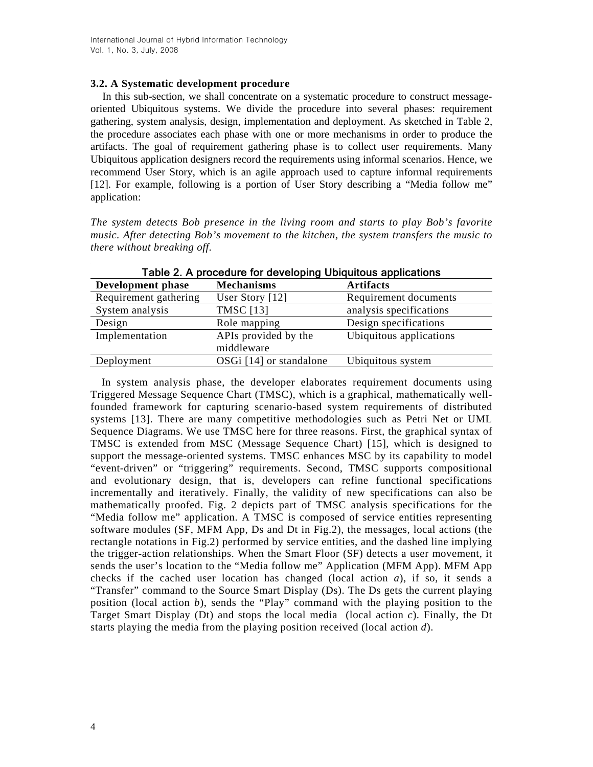### 3.2. A Systematic development procedure

In this sub-section, we shall concentrate on a systematic procedure to construct message-oriented Ubiquitous systems. We divide the procedure into several phases: requirement gathering, system analysis, design, implementation and deployment. As sketched in Table 2, the procedure associates each phase with one or more mechanisms in order to produce the artifacts. The goal of requirement gathering phase is to collect user requirements. Many Ubiquitous application designers record the requirements using informal scenarios. Hence, we recommend User Story, which is an agile approach used to capture informal requirements [12]. For example, following is a portion of User Story describing a "Media follow me" application:

*The system detects Bob presence in the living room and starts to play Bob's favorite music. After detecting Bob's movement to the kitchen, the system transfers the music to there without breaking off.*

Table 2. A procedure for developing Ubiquitous applications

| Development phase | Mechanisms | Artifacts |
|---|---|---|
| Requirement gathering | User Story [12] | Requirement documents |
| System analysis | TMSC [13] | analysis specifications |
| Design | Role mapping | Design specifications |
| Implementation | APIs provided by the middleware | Ubiquitous applications |
| Deployment | OSGi [14] or standalone | Ubiquitous system |

In system analysis phase, the developer elaborates requirement documents using Triggered Message Sequence Chart (TMSC), which is a graphical, mathematically well-founded framework for capturing scenario-based system requirements of distributed systems [13]. There are many competitive methodologies such as Petri Net or UML Sequence Diagrams. We use TMSC here for three reasons. First, the graphical syntax of TMSC is extended from MSC (Message Sequence Chart) [15], which is designed to support the message-oriented systems. TMSC enhances MSC by its capability to model "event-driven" or "triggering" requirements. Second, TMSC supports compositional and evolutionary design, that is, developers can refine functional specifications incrementally and iteratively. Finally, the validity of new specifications can also be mathematically proofed. Fig. 2 depicts part of TMSC analysis specifications for the "Media follow me" application. A TMSC is composed of service entities representing software modules (SF, MFM App, Ds and Dt in Fig.2), the messages, local actions (the rectangle notations in Fig.2) performed by service entities, and the dashed line implying the trigger-action relationships. When the Smart Floor (SF) detects a user movement, it sends the user's location to the "Media follow me" Application (MFM App). MFM App checks if the cached user location has changed (local action *a*), if so, it sends a "Transfer" command to the Source Smart Display (Ds). The Ds gets the current playing position (local action *b*), sends the "Play" command with the playing position to the Target Smart Display (Dt) and stops the local media (local action *c*). Finally, the Dt starts playing the media from the playing position received (local action *d*).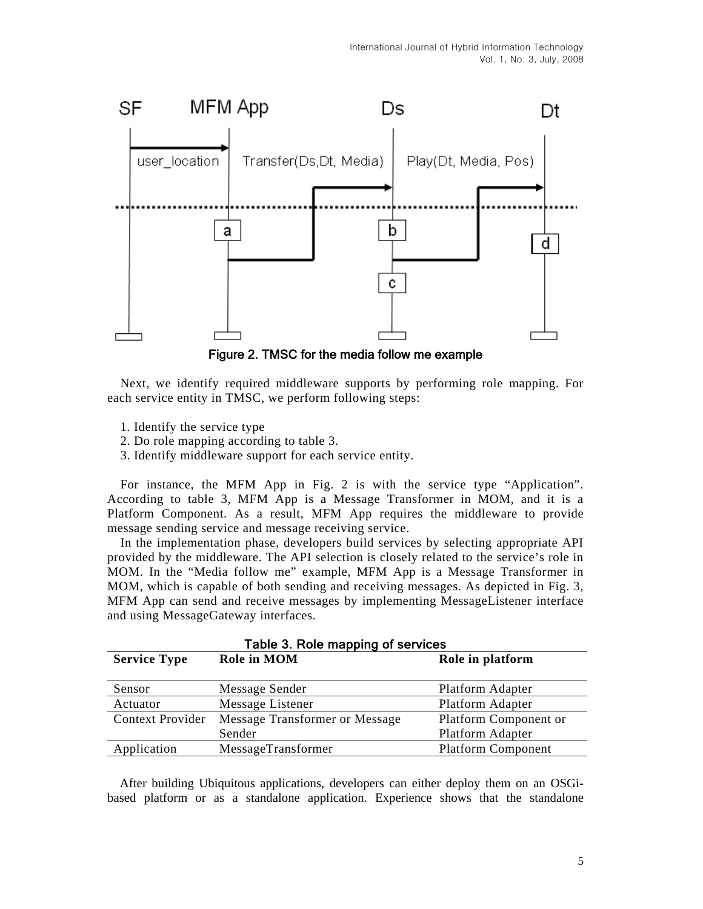Figure 2. TMSC for the media follow me example

Next, we identify required middleware supports by performing role mapping. For each service entity in TMSC, we perform following steps:

1. Identify the service type
2. Do role mapping according to table 3.
3. Identify middleware support for each service entity.

For instance, the MFM App in Fig. 2 is with the service type "Application". According to table 3, MFM App is a Message Transformer in MOM, and it is a Platform Component. As a result, MFM App requires the middleware to provide message sending service and message receiving service.

In the implementation phase, developers build services by selecting appropriate API provided by the middleware. The API selection is closely related to the service's role in MOM. In the "Media follow me" example, MFM App is a Message Transformer in MOM, which is capable of both sending and receiving messages. As depicted in Fig. 3, MFM App can send and receive messages by implementing MessageListener interface and using MessageGateway interfaces.

Table 3. Role mapping of services

| Service Type | Role in MOM | Role in platform |
|---|---|---|
| Sensor | Message Sender | Platform Adapter |
| Actuator | Message Listener | Platform Adapter |
| Context Provider | Message Transformer or Message Sender | Platform Component or Platform Adapter |
| Application | MessageTransformer | Platform Component |

After building Ubiquitous applications, developers can either deploy them on an OSGi-based platform or as a standalone application. Experience shows that the standalone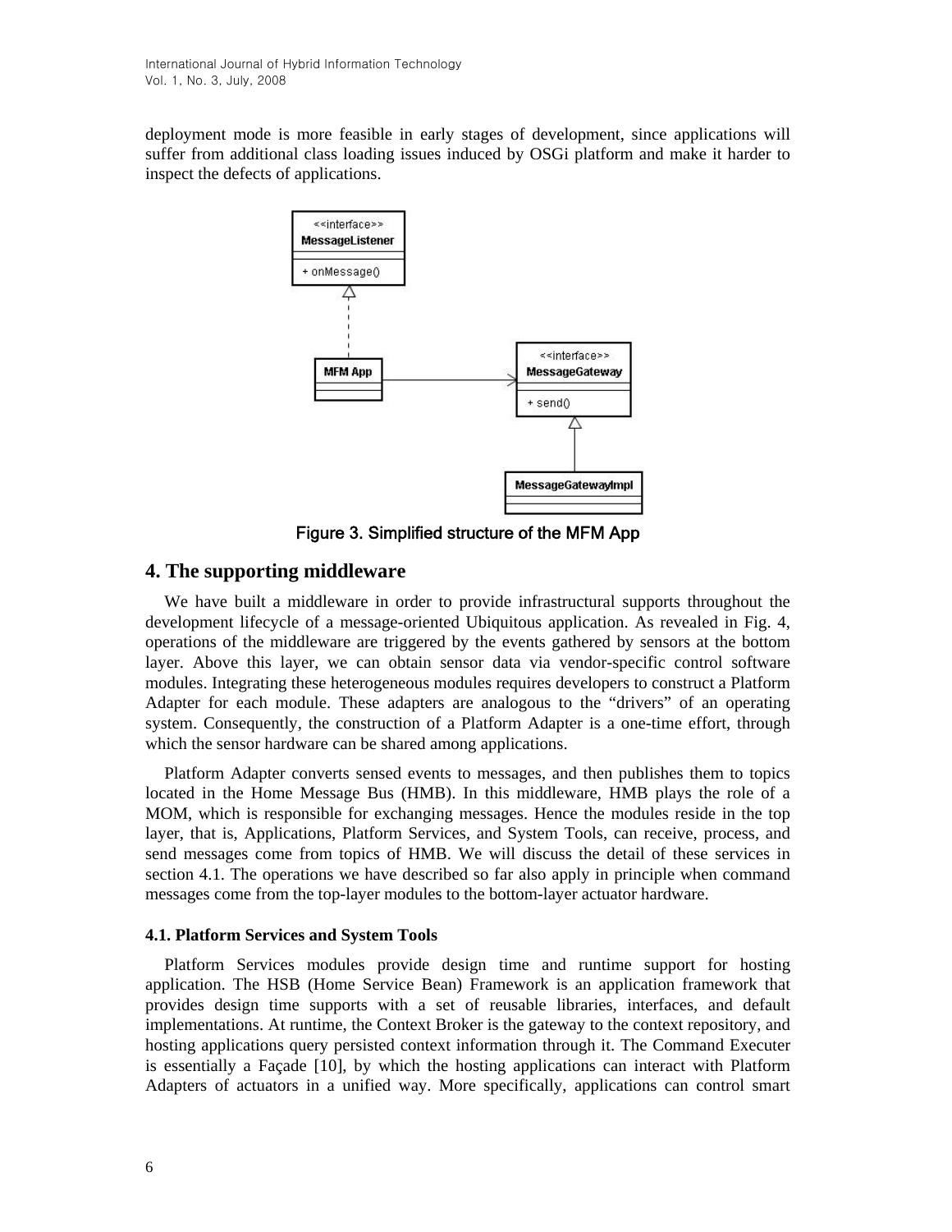deployment mode is more feasible in early stages of development, since applications will suffer from additional class loading issues induced by OSGi platform and make it harder to inspect the defects of applications.

Figure 3. Simplified structure of the MFM App

## 4. The supporting middleware

We have built a middleware in order to provide infrastructural supports throughout the development lifecycle of a message-oriented Ubiquitous application. As revealed in Fig. 4, operations of the middleware are triggered by the events gathered by sensors at the bottom layer. Above this layer, we can obtain sensor data via vendor-specific control software modules. Integrating these heterogeneous modules requires developers to construct a Platform Adapter for each module. These adapters are analogous to the "drivers" of an operating system. Consequently, the construction of a Platform Adapter is a one-time effort, through which the sensor hardware can be shared among applications.

Platform Adapter converts sensed events to messages, and then publishes them to topics located in the Home Message Bus (HMB). In this middleware, HMB plays the role of a MOM, which is responsible for exchanging messages. Hence the modules reside in the top layer, that is, Applications, Platform Services, and System Tools, can receive, process, and send messages come from topics of HMB. We will discuss the detail of these services in section 4.1. The operations we have described so far also apply in principle when command messages come from the top-layer modules to the bottom-layer actuator hardware.

### 4.1. Platform Services and System Tools

Platform Services modules provide design time and runtime support for hosting application. The HSB (Home Service Bean) Framework is an application framework that provides design time supports with a set of reusable libraries, interfaces, and default implementations. At runtime, the Context Broker is the gateway to the context repository, and hosting applications query persisted context information through it. The Command Executer is essentially a Façade [10], by which the hosting applications can interact with Platform Adapters of actuators in a unified way. More specifically, applications can control smart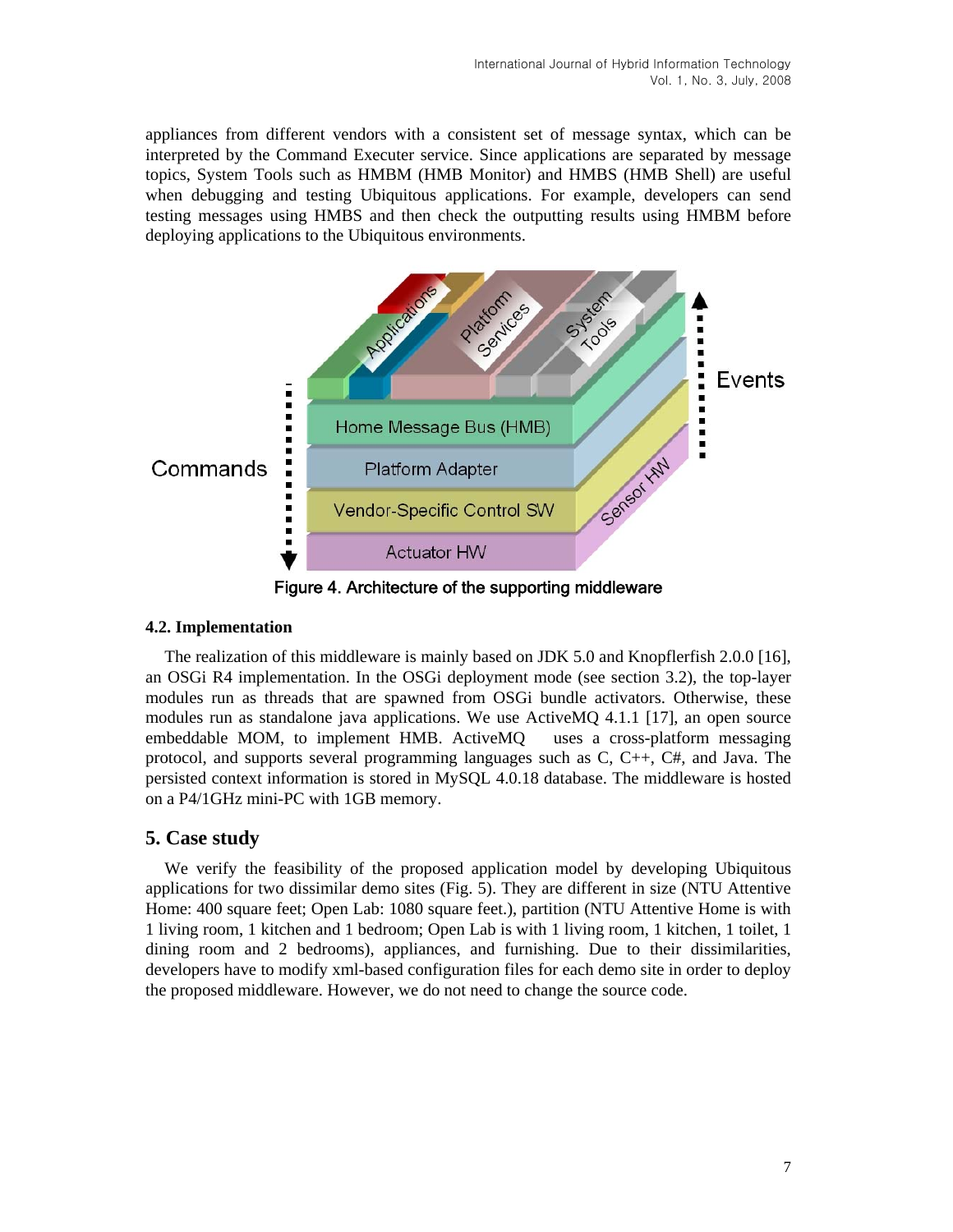appliances from different vendors with a consistent set of message syntax, which can be interpreted by the Command Executer service. Since applications are separated by message topics, System Tools such as HMBM (HMB Monitor) and HMBS (HMB Shell) are useful when debugging and testing Ubiquitous applications. For example, developers can send testing messages using HMBS and then check the outputting results using HMBM before deploying applications to the Ubiquitous environments.

Figure 4. Architecture of the supporting middleware

### 4.2. Implementation

The realization of this middleware is mainly based on JDK 5.0 and Knopflerfish 2.0.0 [16], an OSGi R4 implementation. In the OSGi deployment mode (see section 3.2), the top-layer modules run as threads that are spawned from OSGi bundle activators. Otherwise, these modules run as standalone java applications. We use ActiveMQ 4.1.1 [17], an open source embeddable MOM, to implement HMB. ActiveMQ uses a cross-platform messaging protocol, and supports several programming languages such as C, C++, C#, and Java. The persisted context information is stored in MySQL 4.0.18 database. The middleware is hosted on a P4/1GHz mini-PC with 1GB memory.

## 5. Case study

We verify the feasibility of the proposed application model by developing Ubiquitous applications for two dissimilar demo sites (Fig. 5). They are different in size (NTU Attentive Home: 400 square feet; Open Lab: 1080 square feet.), partition (NTU Attentive Home is with 1 living room, 1 kitchen and 1 bedroom; Open Lab is with 1 living room, 1 kitchen, 1 toilet, 1 dining room and 2 bedrooms), appliances, and furnishing. Due to their dissimilarities, developers have to modify xml-based configuration files for each demo site in order to deploy the proposed middleware. However, we do not need to change the source code.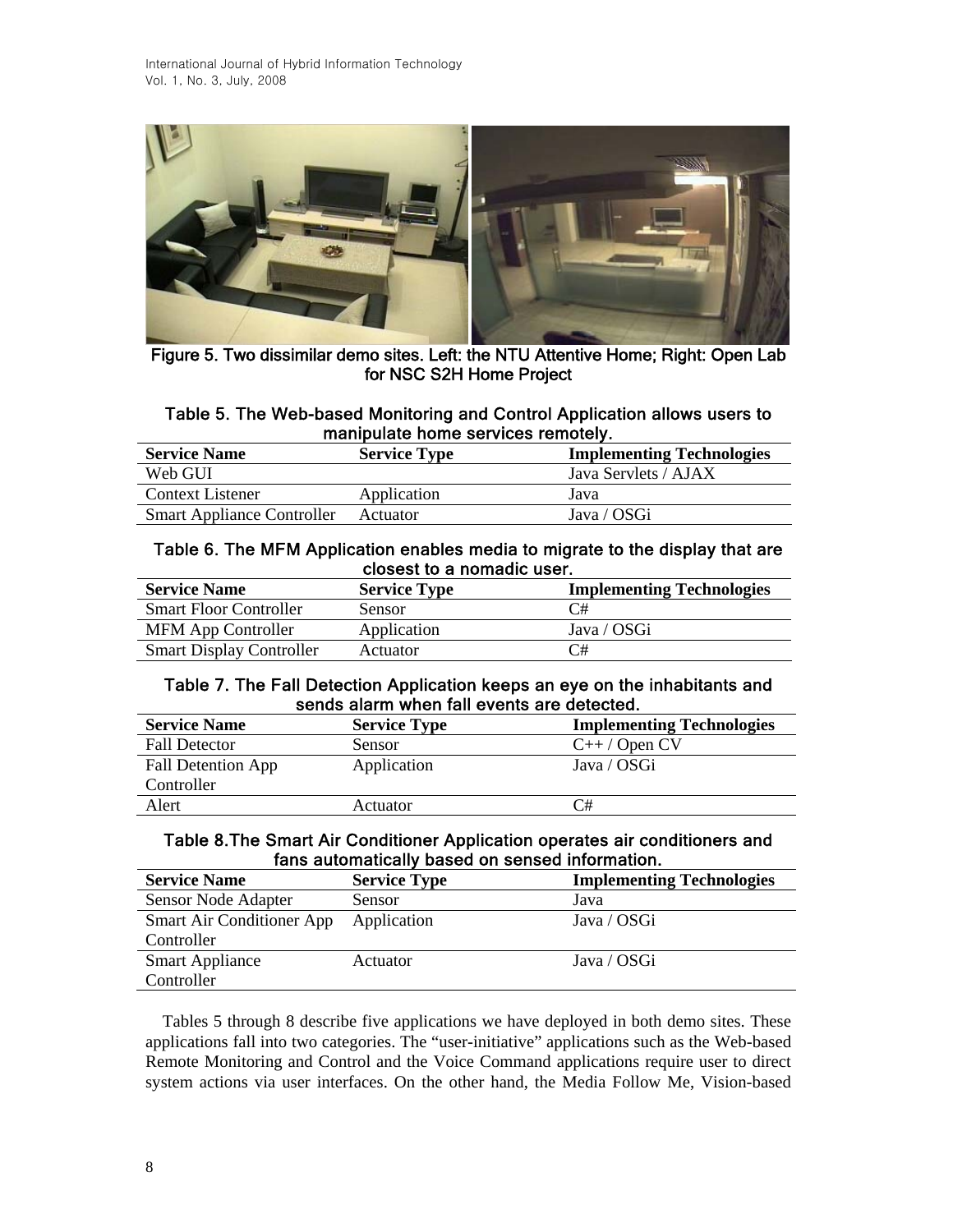Figure 5. Two dissimilar demo sites. Left: the NTU Attentive Home; Right: Open Lab for NSC S2H Home Project

Table 5. The Web-based Monitoring and Control Application allows users to manipulate home services remotely.

| Service Name | Service Type | Implementing Technologies |
|---|---|---|
| Web GUI | | Java Servlets / AJAX |
| Context Listener | Application | Java |
| Smart Appliance Controller | Actuator | Java / OSGi |

Table 6. The MFM Application enables media to migrate to the display that are closest to a nomadic user.

| Service Name | Service Type | Implementing Technologies |
|---|---|---|
| Smart Floor Controller | Sensor | C# |
| MFM App Controller | Application | Java / OSGi |
| Smart Display Controller | Actuator | C# |

Table 7. The Fall Detection Application keeps an eye on the inhabitants and sends alarm when fall events are detected.

| Service Name | Service Type | Implementing Technologies |
|---|---|---|
| Fall Detector | Sensor | C++ / Open CV |
| Fall Detention App Controller | Application | Java / OSGi |
| Alert | Actuator | C# |

Table 8.The Smart Air Conditioner Application operates air conditioners and fans automatically based on sensed information.

| Service Name | Service Type | Implementing Technologies |
|---|---|---|
| Sensor Node Adapter | Sensor | Java |
| Smart Air Conditioner App Controller | Application | Java / OSGi |
| Smart Appliance Controller | Actuator | Java / OSGi |

Tables 5 through 8 describe five applications we have deployed in both demo sites. These applications fall into two categories. The "user-initiative" applications such as the Web-based Remote Monitoring and Control and the Voice Command applications require user to direct system actions via user interfaces. On the other hand, the Media Follow Me, Vision-based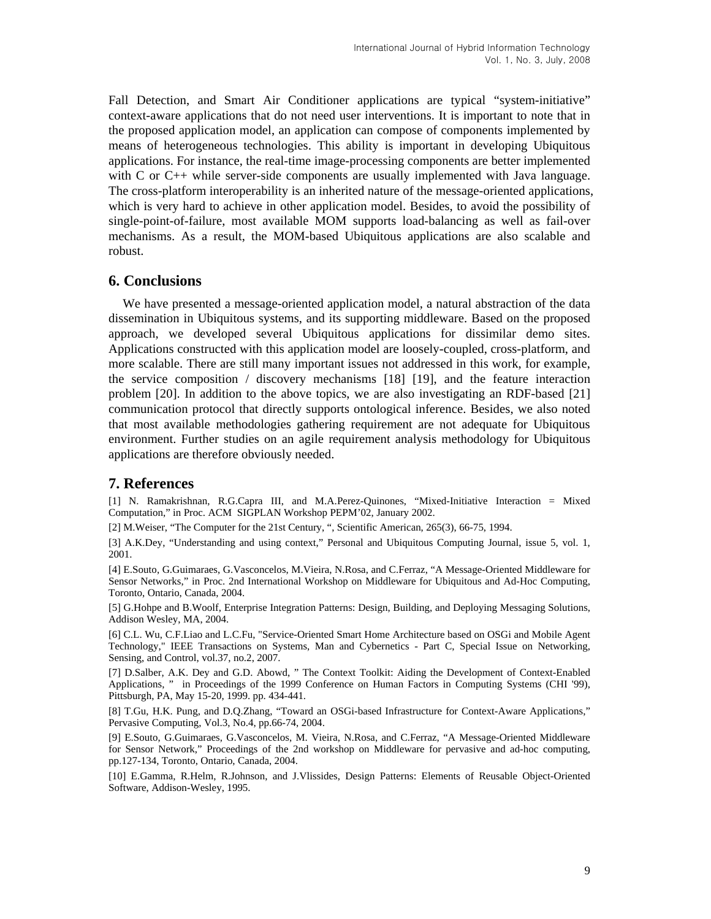Fall Detection, and Smart Air Conditioner applications are typical "system-initiative" context-aware applications that do not need user interventions. It is important to note that in the proposed application model, an application can compose of components implemented by means of heterogeneous technologies. This ability is important in developing Ubiquitous applications. For instance, the real-time image-processing components are better implemented with C or C++ while server-side components are usually implemented with Java language. The cross-platform interoperability is an inherited nature of the message-oriented applications, which is very hard to achieve in other application model. Besides, to avoid the possibility of single-point-of-failure, most available MOM supports load-balancing as well as fail-over mechanisms. As a result, the MOM-based Ubiquitous applications are also scalable and robust.

## 6. Conclusions

We have presented a message-oriented application model, a natural abstraction of the data dissemination in Ubiquitous systems, and its supporting middleware. Based on the proposed approach, we developed several Ubiquitous applications for dissimilar demo sites. Applications constructed with this application model are loosely-coupled, cross-platform, and more scalable. There are still many important issues not addressed in this work, for example, the service composition / discovery mechanisms [18] [19], and the feature interaction problem [20]. In addition to the above topics, we are also investigating an RDF-based [21] communication protocol that directly supports ontological inference. Besides, we also noted that most available methodologies gathering requirement are not adequate for Ubiquitous environment. Further studies on an agile requirement analysis methodology for Ubiquitous applications are therefore obviously needed.

## 7. References

[1] N. Ramakrishnan, R.G.Capra III, and M.A.Perez-Quinones, "Mixed-Initiative Interaction = Mixed Computation," in Proc. ACM SIGPLAN Workshop PEPM'02, January 2002.

[2] M.Weiser, "The Computer for the 21st Century, ", Scientific American, 265(3), 66-75, 1994.

[3] A.K.Dey, "Understanding and using context," Personal and Ubiquitous Computing Journal, issue 5, vol. 1, 2001.

[4] E.Souto, G.Guimaraes, G.Vasconcelos, M.Vieira, N.Rosa, and C.Ferraz, "A Message-Oriented Middleware for Sensor Networks," in Proc. 2nd International Workshop on Middleware for Ubiquitous and Ad-Hoc Computing, Toronto, Ontario, Canada, 2004.

[5] G.Hohpe and B.Woolf, Enterprise Integration Patterns: Design, Building, and Deploying Messaging Solutions, Addison Wesley, MA, 2004.

[6] C.L. Wu, C.F.Liao and L.C.Fu, "Service-Oriented Smart Home Architecture based on OSGi and Mobile Agent Technology," IEEE Transactions on Systems, Man and Cybernetics - Part C, Special Issue on Networking, Sensing, and Control, vol.37, no.2, 2007.

[7] D.Salber, A.K. Dey and G.D. Abowd, " The Context Toolkit: Aiding the Development of Context-Enabled Applications, " in Proceedings of the 1999 Conference on Human Factors in Computing Systems (CHI '99), Pittsburgh, PA, May 15-20, 1999. pp. 434-441.

[8] T.Gu, H.K. Pung, and D.Q.Zhang, "Toward an OSGi-based Infrastructure for Context-Aware Applications," Pervasive Computing, Vol.3, No.4, pp.66-74, 2004.

[9] E.Souto, G.Guimaraes, G.Vasconcelos, M. Vieira, N.Rosa, and C.Ferraz, "A Message-Oriented Middleware for Sensor Network," Proceedings of the 2nd workshop on Middleware for pervasive and ad-hoc computing, pp.127-134, Toronto, Ontario, Canada, 2004.

[10] E.Gamma, R.Helm, R.Johnson, and J.Vlissides, Design Patterns: Elements of Reusable Object-Oriented Software, Addison-Wesley, 1995.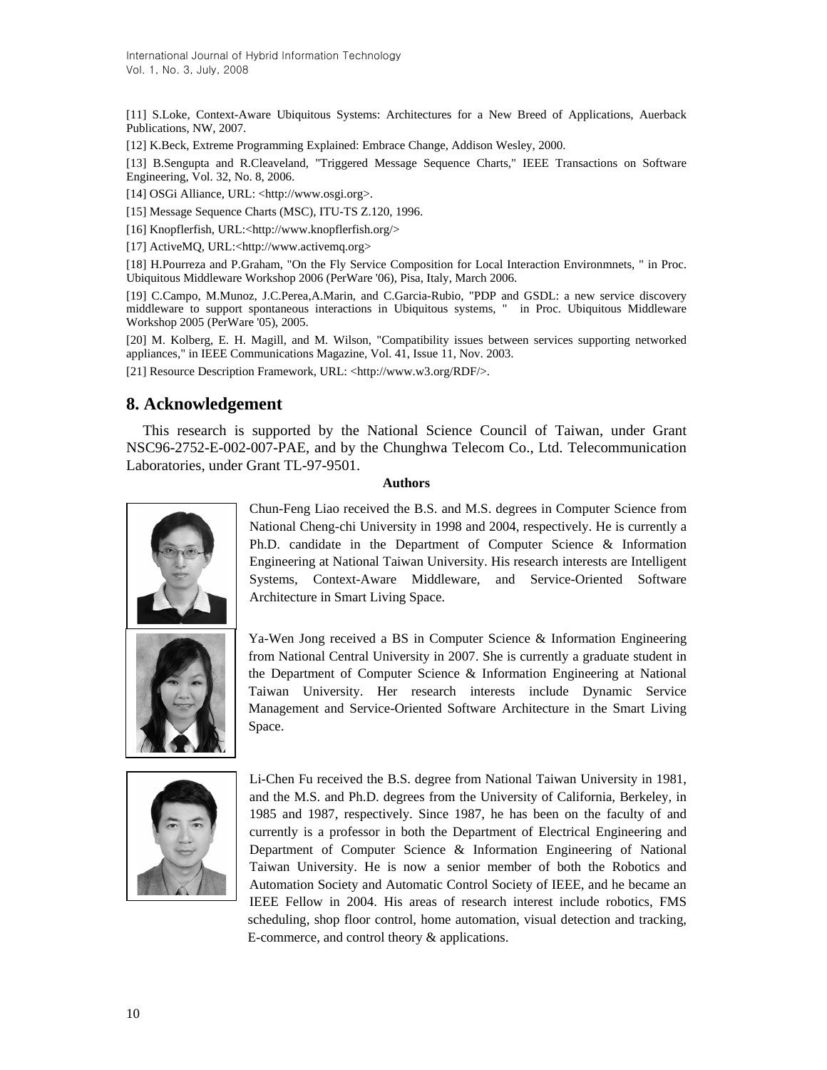[11] S.Loke, Context-Aware Ubiquitous Systems: Architectures for a New Breed of Applications, Auerback Publications, NW, 2007.

[12] K.Beck, Extreme Programming Explained: Embrace Change, Addison Wesley, 2000.

[13] B.Sengupta and R.Cleaveland, "Triggered Message Sequence Charts," IEEE Transactions on Software Engineering, Vol. 32, No. 8, 2006.

[14] OSGi Alliance, URL: <http://www.osgi.org>.

[15] Message Sequence Charts (MSC), ITU-TS Z.120, 1996.

[16] Knopflerfish, URL:<http://www.knopflerfish.org/>

[17] ActiveMQ, URL:<http://www.activemq.org>

[18] H.Pourreza and P.Graham, "On the Fly Service Composition for Local Interaction Environmnets, " in Proc. Ubiquitous Middleware Workshop 2006 (PerWare '06), Pisa, Italy, March 2006.

[19] C.Campo, M.Munoz, J.C.Perea,A.Marin, and C.Garcia-Rubio, "PDP and GSDL: a new service discovery middleware to support spontaneous interactions in Ubiquitous systems, " in Proc. Ubiquitous Middleware Workshop 2005 (PerWare '05), 2005.

[20] M. Kolberg, E. H. Magill, and M. Wilson, "Compatibility issues between services supporting networked appliances," in IEEE Communications Magazine, Vol. 41, Issue 11, Nov. 2003.

[21] Resource Description Framework, URL: <http://www.w3.org/RDF/>.

## 8. Acknowledgement

This research is supported by the National Science Council of Taiwan, under Grant NSC96-2752-E-002-007-PAE, and by the Chunghwa Telecom Co., Ltd. Telecommunication Laboratories, under Grant TL-97-9501.

**Authors**

Chun-Feng Liao received the B.S. and M.S. degrees in Computer Science from National Cheng-chi University in 1998 and 2004, respectively. He is currently a Ph.D. candidate in the Department of Computer Science & Information Engineering at National Taiwan University. His research interests are Intelligent Systems, Context-Aware Middleware, and Service-Oriented Software Architecture in Smart Living Space.

Ya-Wen Jong received a BS in Computer Science & Information Engineering from National Central University in 2007. She is currently a graduate student in the Department of Computer Science & Information Engineering at National Taiwan University. Her research interests include Dynamic Service Management and Service-Oriented Software Architecture in the Smart Living Space.

Li-Chen Fu received the B.S. degree from National Taiwan University in 1981, and the M.S. and Ph.D. degrees from the University of California, Berkeley, in 1985 and 1987, respectively. Since 1987, he has been on the faculty of and currently is a professor in both the Department of Electrical Engineering and Department of Computer Science & Information Engineering of National Taiwan University. He is now a senior member of both the Robotics and Automation Society and Automatic Control Society of IEEE, and he became an IEEE Fellow in 2004. His areas of research interest include robotics, FMS scheduling, shop floor control, home automation, visual detection and tracking, E-commerce, and control theory & applications.